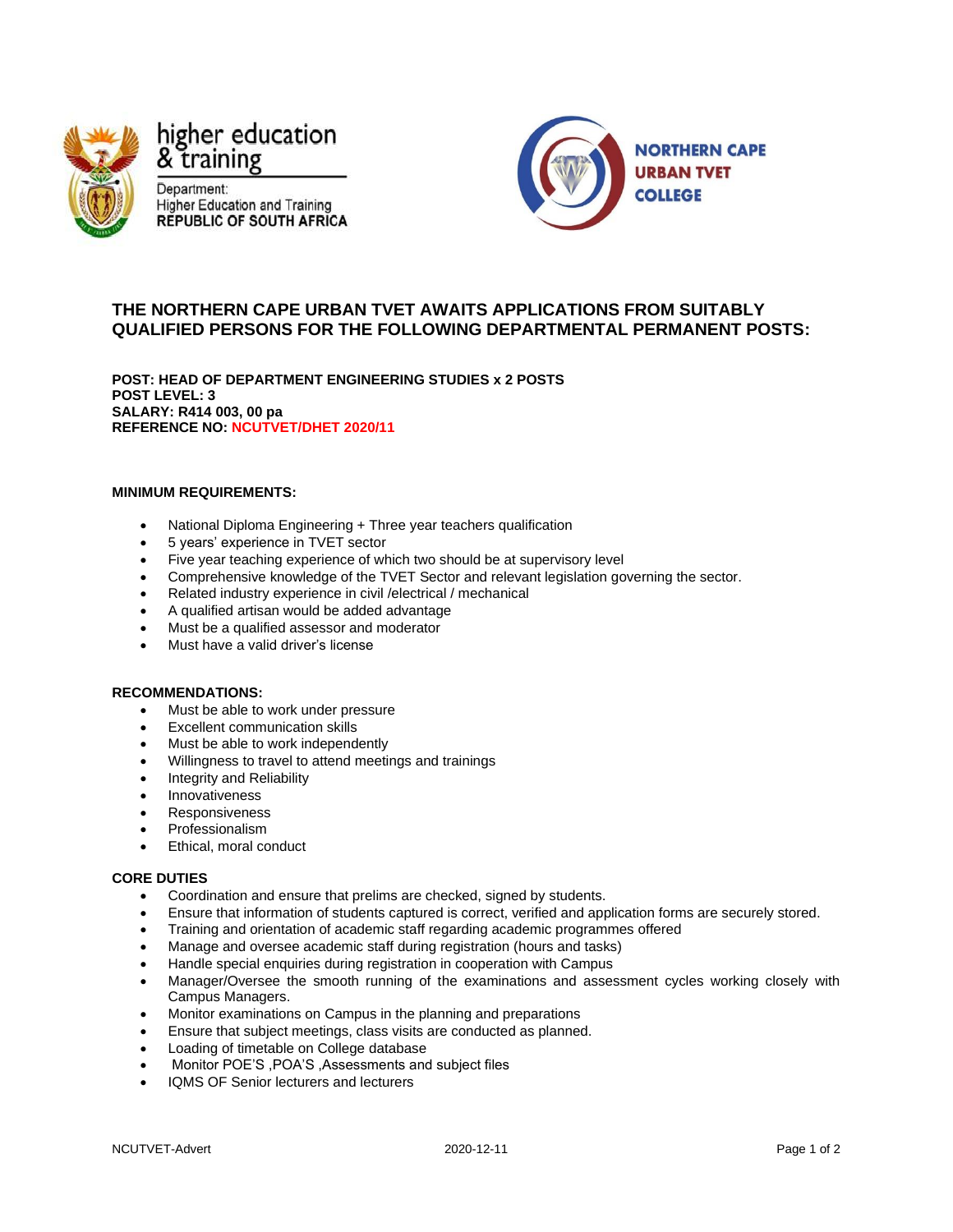higher education & training

Department:
Higher Education and Training
REPUBLIC OF SOUTH AFRICA

NORTHERN CAPE URBAN TVET COLLEGE

## THE NORTHERN CAPE URBAN TVET AWAITS APPLICATIONS FROM SUITABLY QUALIFIED PERSONS FOR THE FOLLOWING DEPARTMENTAL PERMANENT POSTS:

**POST: HEAD OF DEPARTMENT ENGINEERING STUDIES x 2 POSTS**
**POST LEVEL: 3**
**SALARY: R414 003, 00 pa**
**REFERENCE NO: NCUTVET/DHET 2020/11**

### MINIMUM REQUIREMENTS:

- National Diploma Engineering + Three year teachers qualification
- 5 years' experience in TVET sector
- Five year teaching experience of which two should be at supervisory level
- Comprehensive knowledge of the TVET Sector and relevant legislation governing the sector.
- Related industry experience in civil /electrical / mechanical
- A qualified artisan would be added advantage
- Must be a qualified assessor and moderator
- Must have a valid driver's license

### RECOMMENDATIONS:

- Must be able to work under pressure
- Excellent communication skills
- Must be able to work independently
- Willingness to travel to attend meetings and trainings
- Integrity and Reliability
- Innovativeness
- Responsiveness
- Professionalism
- Ethical, moral conduct

### CORE DUTIES

- Coordination and ensure that prelims are checked, signed by students.
- Ensure that information of students captured is correct, verified and application forms are securely stored.
- Training and orientation of academic staff regarding academic programmes offered
- Manage and oversee academic staff during registration (hours and tasks)
- Handle special enquiries during registration in cooperation with Campus
- Manager/Oversee the smooth running of the examinations and assessment cycles working closely with Campus Managers.
- Monitor examinations on Campus in the planning and preparations
- Ensure that subject meetings, class visits are conducted as planned.
- Loading of timetable on College database
- Monitor POE'S ,POA'S ,Assessments and subject files
- IQMS OF Senior lecturers and lecturers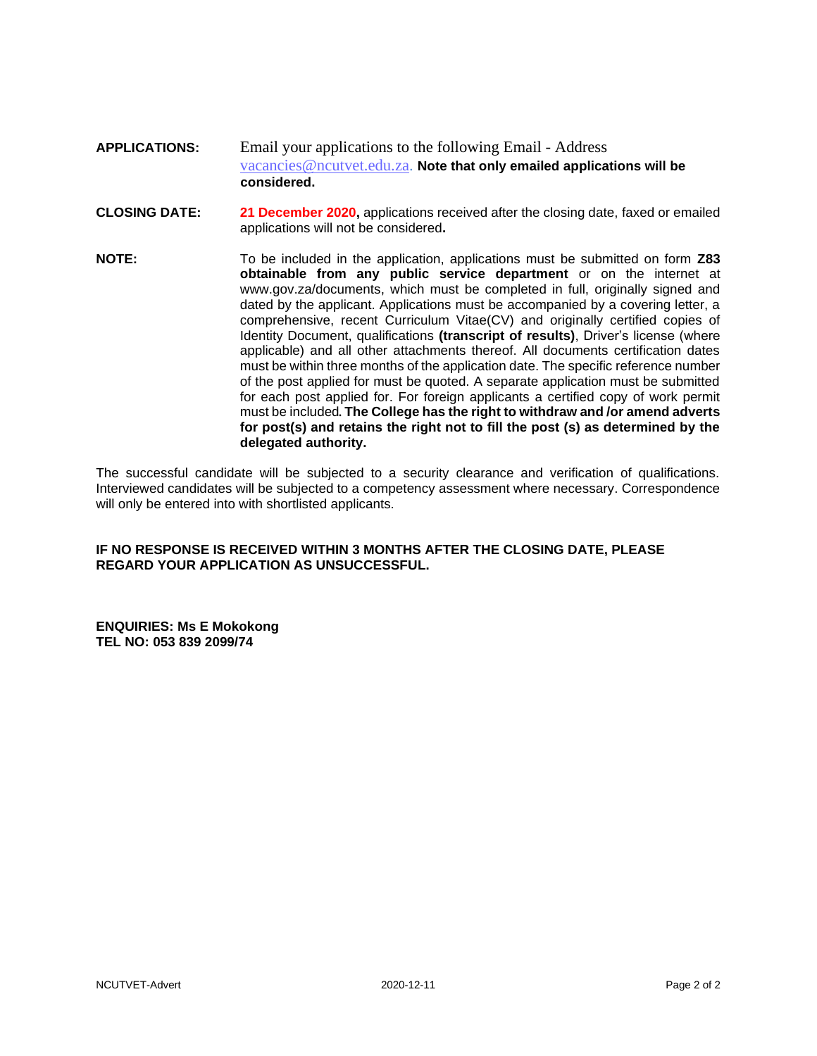**APPLICATIONS:** Email your applications to the following Email - Address vacancies@ncutvet.edu.za. **Note that only emailed applications will be considered.**

**CLOSING DATE:** **21 December 2020,** applications received after the closing date, faxed or emailed applications will not be considered**.**

**NOTE:** To be included in the application, applications must be submitted on form **Z83 obtainable from any public service department** or on the internet at www.gov.za/documents, which must be completed in full, originally signed and dated by the applicant. Applications must be accompanied by a covering letter, a comprehensive, recent Curriculum Vitae(CV) and originally certified copies of Identity Document, qualifications **(transcript of results)**, Driver's license (where applicable) and all other attachments thereof. All documents certification dates must be within three months of the application date. The specific reference number of the post applied for must be quoted. A separate application must be submitted for each post applied for. For foreign applicants a certified copy of work permit must be included**. The College has the right to withdraw and /or amend adverts for post(s) and retains the right not to fill the post (s) as determined by the delegated authority.**

The successful candidate will be subjected to a security clearance and verification of qualifications. Interviewed candidates will be subjected to a competency assessment where necessary. Correspondence will only be entered into with shortlisted applicants.

**IF NO RESPONSE IS RECEIVED WITHIN 3 MONTHS AFTER THE CLOSING DATE, PLEASE REGARD YOUR APPLICATION AS UNSUCCESSFUL.**

**ENQUIRIES: Ms E Mokokong**
**TEL NO: 053 839 2099/74**